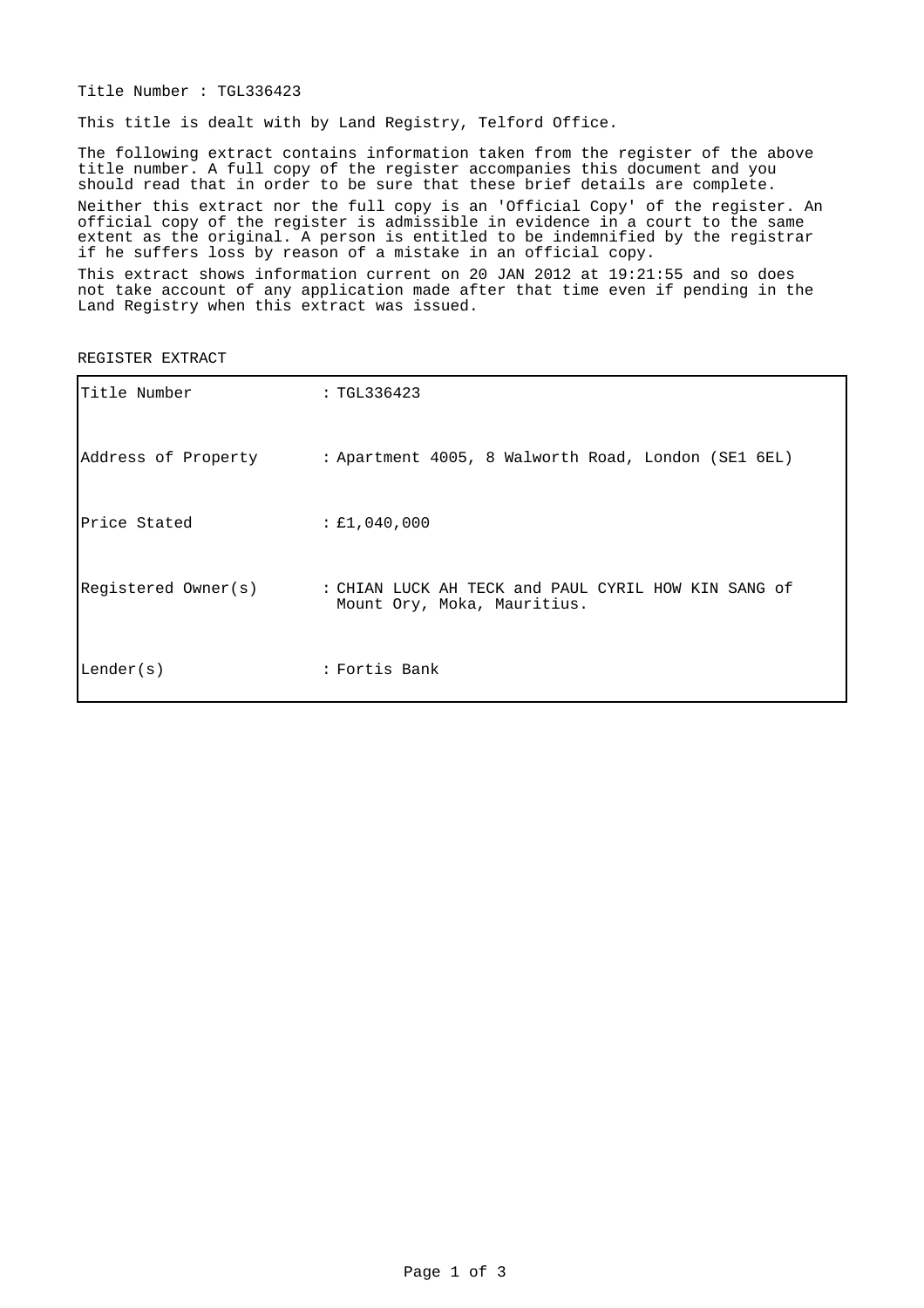Title Number : TGL336423

This title is dealt with by Land Registry, Telford Office.

The following extract contains information taken from the register of the above title number. A full copy of the register accompanies this document and you should read that in order to be sure that these brief details are complete.

Neither this extract nor the full copy is an 'Official Copy' of the register. An official copy of the register is admissible in evidence in a court to the same extent as the original. A person is entitled to be indemnified by the registrar if he suffers loss by reason of a mistake in an official copy.

This extract shows information current on 20 JAN 2012 at 19:21:55 and so does not take account of any application made after that time even if pending in the Land Registry when this extract was issued.

REGISTER EXTRACT

| | |
|---|---|
| Title Number | : TGL336423 |
| Address of Property | : Apartment 4005, 8 Walworth Road, London (SE1 6EL) |
| Price Stated | : £1,040,000 |
| Registered Owner(s) | : CHIAN LUCK AH TECK and PAUL CYRIL HOW KIN SANG of Mount Ory, Moka, Mauritius. |
| Lender(s) | : Fortis Bank |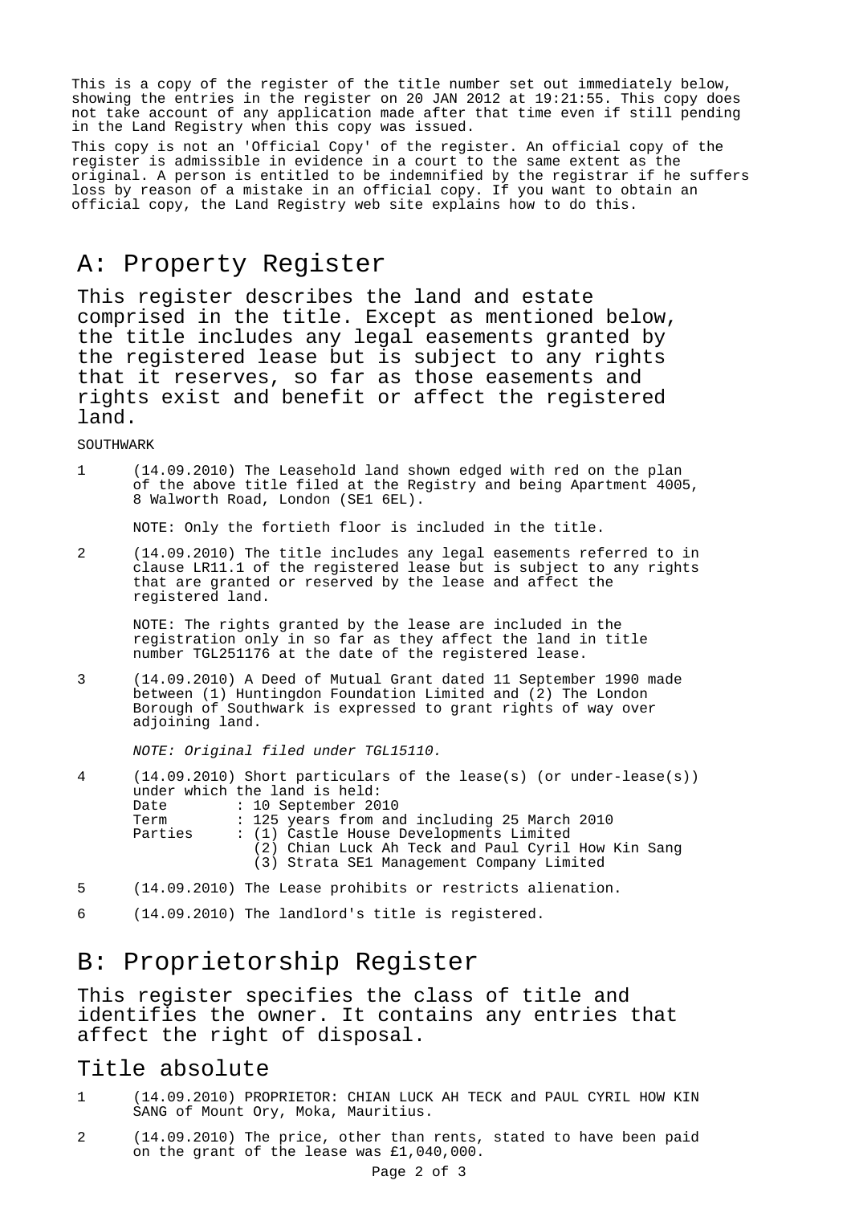This is a copy of the register of the title number set out immediately below, showing the entries in the register on 20 JAN 2012 at 19:21:55. This copy does not take account of any application made after that time even if still pending in the Land Registry when this copy was issued.

This copy is not an 'Official Copy' of the register. An official copy of the register is admissible in evidence in a court to the same extent as the original. A person is entitled to be indemnified by the registrar if he suffers loss by reason of a mistake in an official copy. If you want to obtain an official copy, the Land Registry web site explains how to do this.

# A: Property Register

## This register describes the land and estate comprised in the title. Except as mentioned below, the title includes any legal easements granted by the registered lease but is subject to any rights that it reserves, so far as those easements and rights exist and benefit or affect the registered land.

SOUTHWARK

1 (14.09.2010) The Leasehold land shown edged with red on the plan of the above title filed at the Registry and being Apartment 4005, 8 Walworth Road, London (SE1 6EL).

NOTE: Only the fortieth floor is included in the title.

2 (14.09.2010) The title includes any legal easements referred to in clause LR11.1 of the registered lease but is subject to any rights that are granted or reserved by the lease and affect the registered land.

NOTE: The rights granted by the lease are included in the registration only in so far as they affect the land in title number TGL251176 at the date of the registered lease.

3 (14.09.2010) A Deed of Mutual Grant dated 11 September 1990 made between (1) Huntingdon Foundation Limited and (2) The London Borough of Southwark is expressed to grant rights of way over adjoining land.

*NOTE: Original filed under TGL15110.*

4 (14.09.2010) Short particulars of the lease(s) (or under-lease(s)) under which the land is held:

```
Date      : 10 September 2010
Term      : 125 years from and including 25 March 2010
Parties   : (1) Castle House Developments Limited
            (2) Chian Luck Ah Teck and Paul Cyril How Kin Sang
            (3) Strata SE1 Management Company Limited
```

5 (14.09.2010) The Lease prohibits or restricts alienation.

6 (14.09.2010) The landlord's title is registered.

# B: Proprietorship Register

## This register specifies the class of title and identifies the owner. It contains any entries that affect the right of disposal.

## Title absolute

1 (14.09.2010) PROPRIETOR: CHIAN LUCK AH TECK and PAUL CYRIL HOW KIN SANG of Mount Ory, Moka, Mauritius.

2 (14.09.2010) The price, other than rents, stated to have been paid on the grant of the lease was £1,040,000.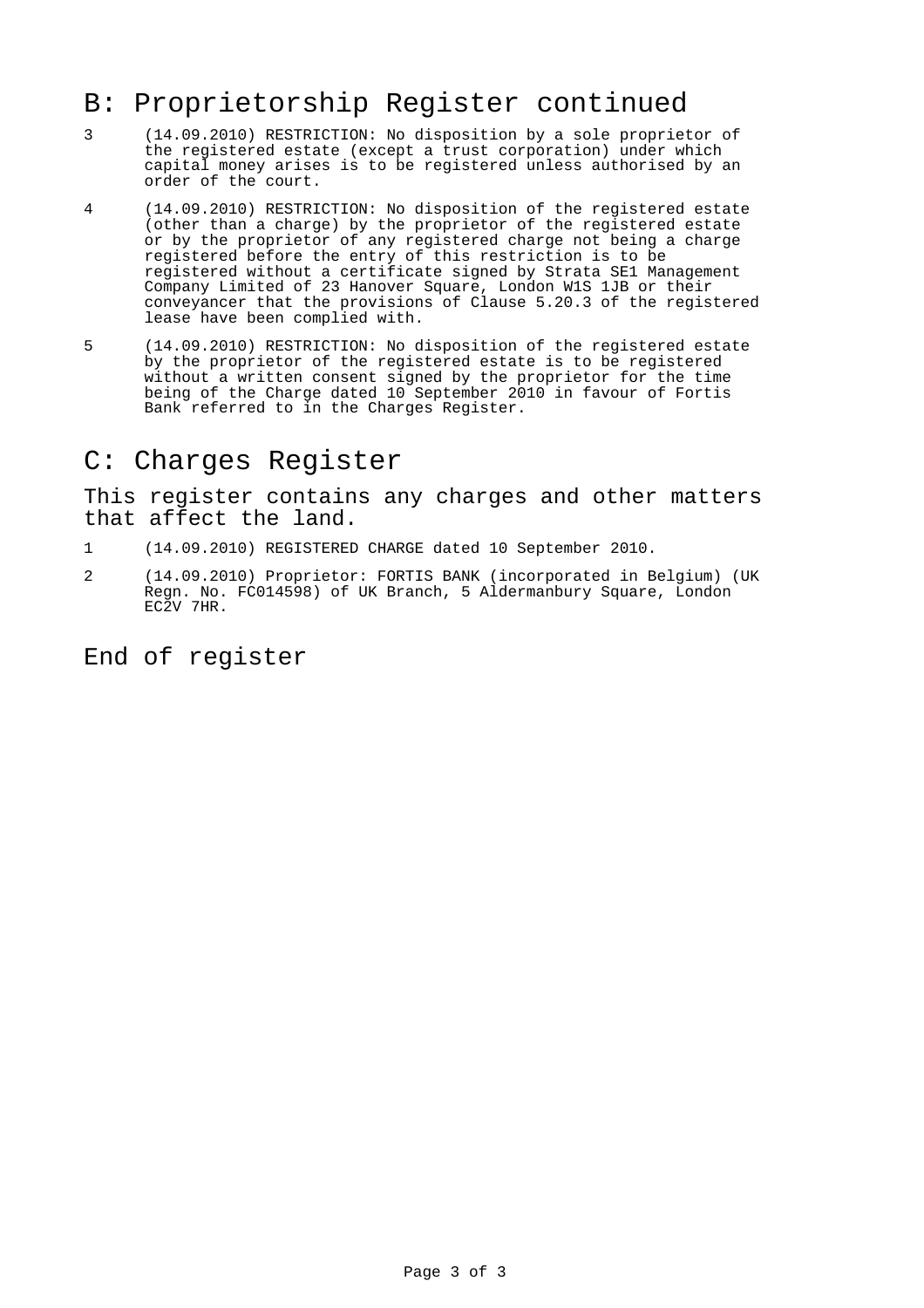## B: Proprietorship Register continued

3 (14.09.2010) RESTRICTION: No disposition by a sole proprietor of the registered estate (except a trust corporation) under which capital money arises is to be registered unless authorised by an order of the court.

4 (14.09.2010) RESTRICTION: No disposition of the registered estate (other than a charge) by the proprietor of the registered estate or by the proprietor of any registered charge not being a charge registered before the entry of this restriction is to be registered without a certificate signed by Strata SE1 Management Company Limited of 23 Hanover Square, London W1S 1JB or their conveyancer that the provisions of Clause 5.20.3 of the registered lease have been complied with.

5 (14.09.2010) RESTRICTION: No disposition of the registered estate by the proprietor of the registered estate is to be registered without a written consent signed by the proprietor for the time being of the Charge dated 10 September 2010 in favour of Fortis Bank referred to in the Charges Register.

## C: Charges Register

This register contains any charges and other matters that affect the land.

1 (14.09.2010) REGISTERED CHARGE dated 10 September 2010.

2 (14.09.2010) Proprietor: FORTIS BANK (incorporated in Belgium) (UK Regn. No. FC014598) of UK Branch, 5 Aldermanbury Square, London EC2V 7HR.

## End of register